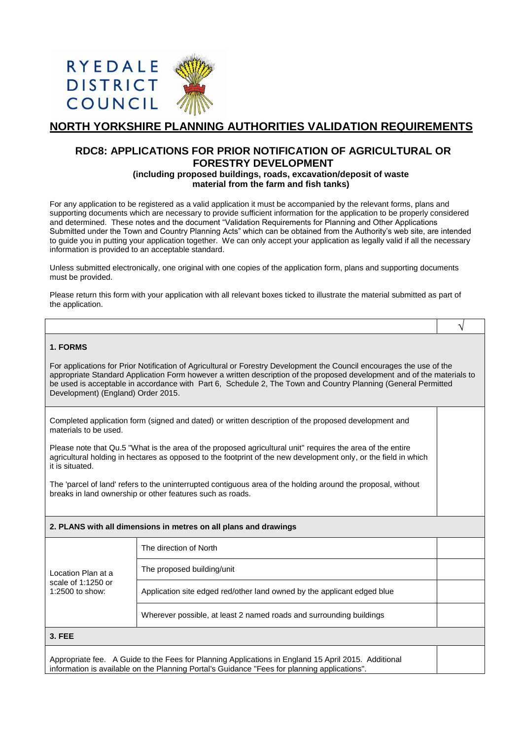RYEDALE DISTRICT COUNCIL

# NORTH YORKSHIRE PLANNING AUTHORITIES VALIDATION REQUIREMENTS

## RDC8: APPLICATIONS FOR PRIOR NOTIFICATION OF AGRICULTURAL OR FORESTRY DEVELOPMENT

**(including proposed buildings, roads, excavation/deposit of waste material from the farm and fish tanks)**

For any application to be registered as a valid application it must be accompanied by the relevant forms, plans and supporting documents which are necessary to provide sufficient information for the application to be properly considered and determined. These notes and the document "Validation Requirements for Planning and Other Applications Submitted under the Town and Country Planning Acts" which can be obtained from the Authority's web site, are intended to guide you in putting your application together. We can only accept your application as legally valid if all the necessary information is provided to an acceptable standard.

Unless submitted electronically, one original with one copies of the application form, plans and supporting documents must be provided.

Please return this form with your application with all relevant boxes ticked to illustrate the material submitted as part of the application.

| | | √ |
|---|---|---|
| **1. FORMS**<br><br>For applications for Prior Notification of Agricultural or Forestry Development the Council encourages the use of the appropriate Standard Application Form however a written description of the proposed development and of the materials to be used is acceptable in accordance with Part 6, Schedule 2, The Town and Country Planning (General Permitted Development) (England) Order 2015. | | |
| Completed application form (signed and dated) or written description of the proposed development and materials to be used.<br><br>Please note that Qu.5 "What is the area of the proposed agricultural unit" requires the area of the entire agricultural holding in hectares as opposed to the footprint of the new development only, or the field in which it is situated.<br><br>The 'parcel of land' refers to the uninterrupted contiguous area of the holding around the proposal, without breaks in land ownership or other features such as roads. | | |
| **2. PLANS with all dimensions in metres on all plans and drawings** | | |
| Location Plan at a scale of 1:1250 or 1:2500 to show: | The direction of North | |
| | The proposed building/unit | |
| | Application site edged red/other land owned by the applicant edged blue | |
| | Wherever possible, at least 2 named roads and surrounding buildings | |
| **3. FEE** | | |
| Appropriate fee. A Guide to the Fees for Planning Applications in England 15 April 2015. Additional information is available on the Planning Portal's Guidance "Fees for planning applications". | | |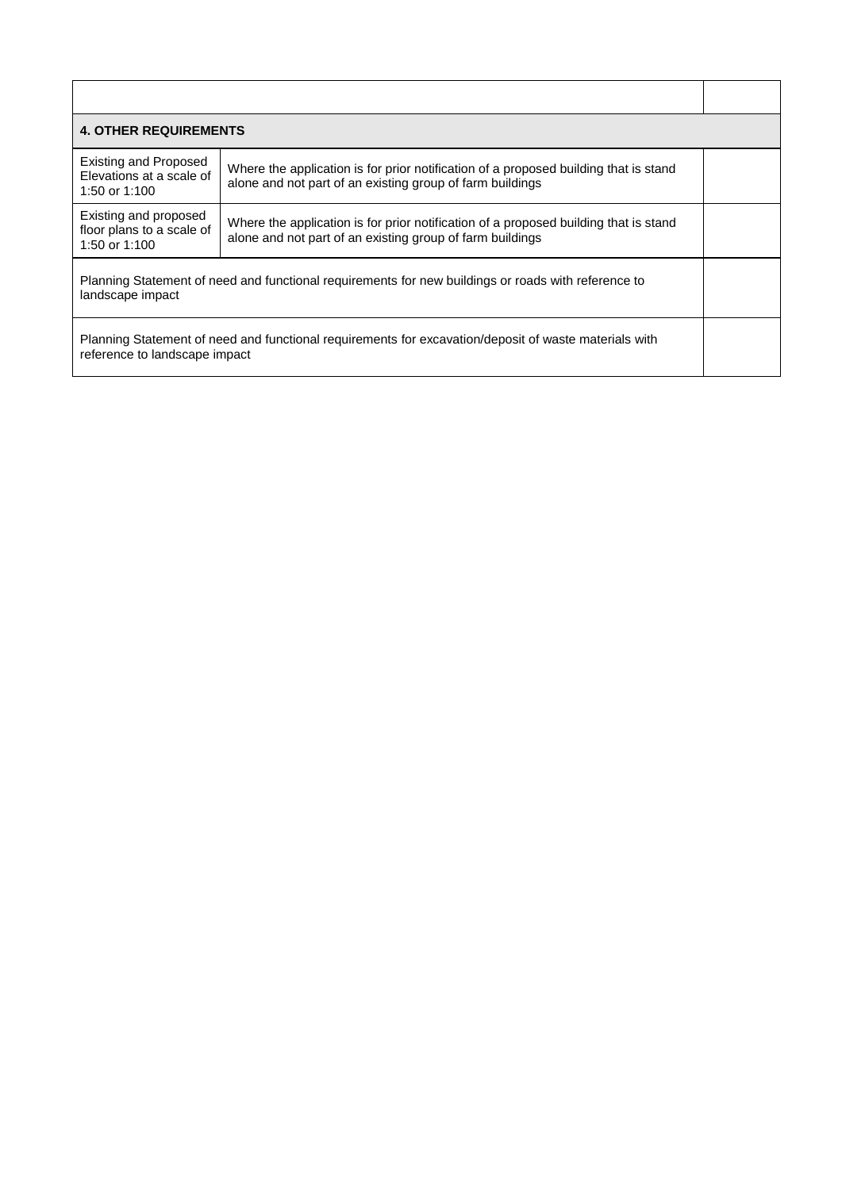| | | |
|---|---|---|
| | | |
| **4. OTHER REQUIREMENTS** | | |
| Existing and Proposed Elevations at a scale of 1:50 or 1:100 | Where the application is for prior notification of a proposed building that is stand alone and not part of an existing group of farm buildings | |
| Existing and proposed floor plans to a scale of 1:50 or 1:100 | Where the application is for prior notification of a proposed building that is stand alone and not part of an existing group of farm buildings | |
| Planning Statement of need and functional requirements for new buildings or roads with reference to landscape impact | | |
| Planning Statement of need and functional requirements for excavation/deposit of waste materials with reference to landscape impact | | |